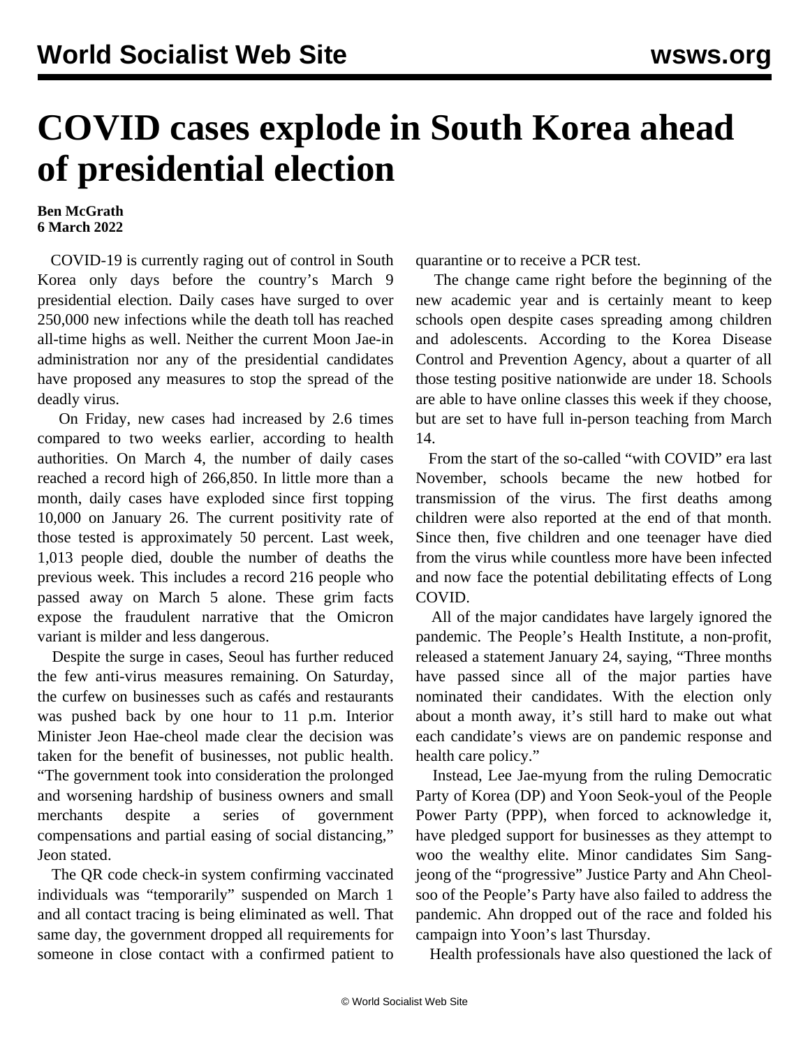# COVID cases explode in South Korea ahead of presidential election

**Ben McGrath**
**6 March 2022**

COVID-19 is currently raging out of control in South Korea only days before the country's March 9 presidential election. Daily cases have surged to over 250,000 new infections while the death toll has reached all-time highs as well. Neither the current Moon Jae-in administration nor any of the presidential candidates have proposed any measures to stop the spread of the deadly virus.

On Friday, new cases had increased by 2.6 times compared to two weeks earlier, according to health authorities. On March 4, the number of daily cases reached a record high of 266,850. In little more than a month, daily cases have exploded since first topping 10,000 on January 26. The current positivity rate of those tested is approximately 50 percent. Last week, 1,013 people died, double the number of deaths the previous week. This includes a record 216 people who passed away on March 5 alone. These grim facts expose the fraudulent narrative that the Omicron variant is milder and less dangerous.

Despite the surge in cases, Seoul has further reduced the few anti-virus measures remaining. On Saturday, the curfew on businesses such as cafés and restaurants was pushed back by one hour to 11 p.m. Interior Minister Jeon Hae-cheol made clear the decision was taken for the benefit of businesses, not public health. "The government took into consideration the prolonged and worsening hardship of business owners and small merchants despite a series of government compensations and partial easing of social distancing," Jeon stated.

The QR code check-in system confirming vaccinated individuals was "temporarily" suspended on March 1 and all contact tracing is being eliminated as well. That same day, the government dropped all requirements for someone in close contact with a confirmed patient to quarantine or to receive a PCR test.

The change came right before the beginning of the new academic year and is certainly meant to keep schools open despite cases spreading among children and adolescents. According to the Korea Disease Control and Prevention Agency, about a quarter of all those testing positive nationwide are under 18. Schools are able to have online classes this week if they choose, but are set to have full in-person teaching from March 14.

From the start of the so-called "with COVID" era last November, schools became the new hotbed for transmission of the virus. The first deaths among children were also reported at the end of that month. Since then, five children and one teenager have died from the virus while countless more have been infected and now face the potential debilitating effects of Long COVID.

All of the major candidates have largely ignored the pandemic. The People's Health Institute, a non-profit, released a statement January 24, saying, "Three months have passed since all of the major parties have nominated their candidates. With the election only about a month away, it's still hard to make out what each candidate's views are on pandemic response and health care policy."

Instead, Lee Jae-myung from the ruling Democratic Party of Korea (DP) and Yoon Seok-youl of the People Power Party (PPP), when forced to acknowledge it, have pledged support for businesses as they attempt to woo the wealthy elite. Minor candidates Sim Sang-jeong of the "progressive" Justice Party and Ahn Cheol-soo of the People's Party have also failed to address the pandemic. Ahn dropped out of the race and folded his campaign into Yoon's last Thursday.

Health professionals have also questioned the lack of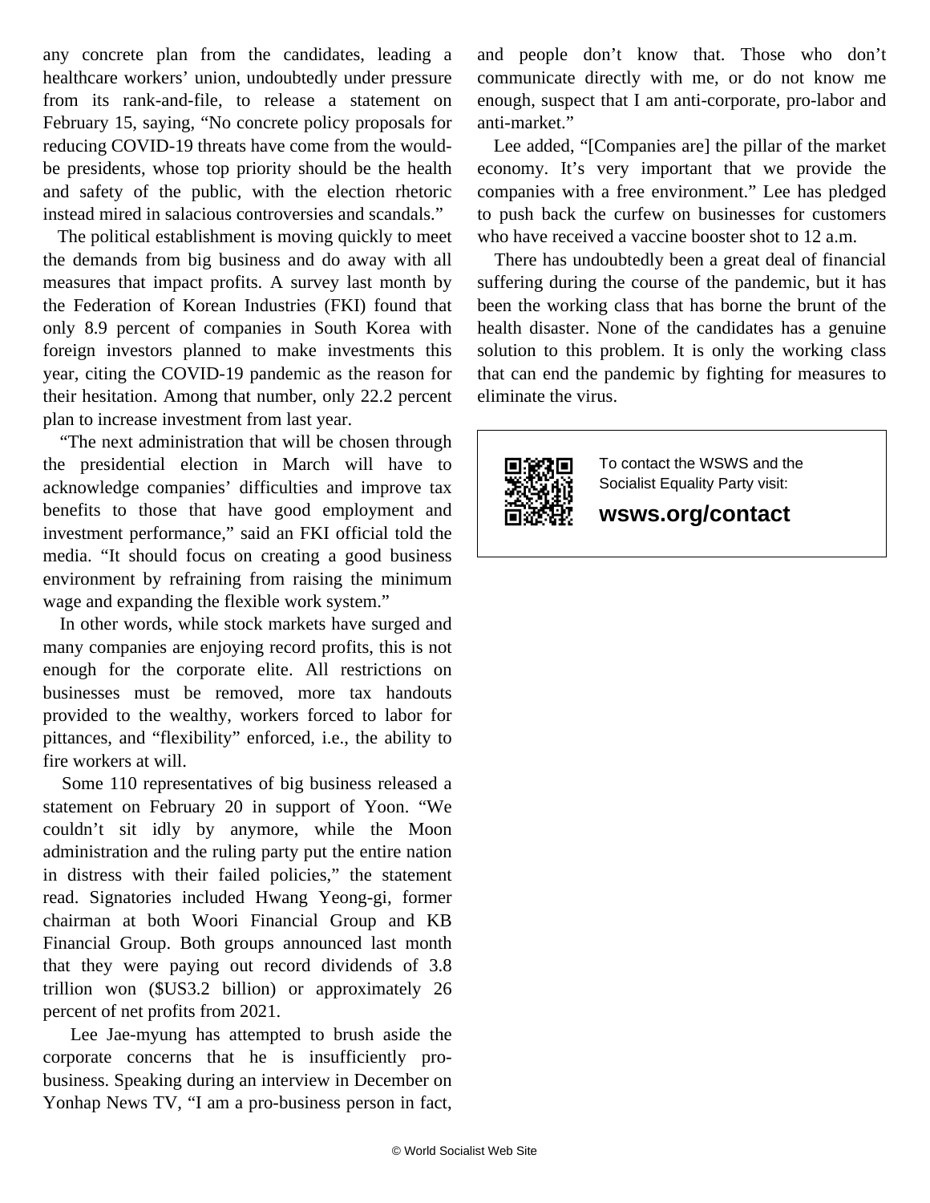any concrete plan from the candidates, leading a healthcare workers' union, undoubtedly under pressure from its rank-and-file, to release a statement on February 15, saying, "No concrete policy proposals for reducing COVID-19 threats have come from the would-be presidents, whose top priority should be the health and safety of the public, with the election rhetoric instead mired in salacious controversies and scandals."

The political establishment is moving quickly to meet the demands from big business and do away with all measures that impact profits. A survey last month by the Federation of Korean Industries (FKI) found that only 8.9 percent of companies in South Korea with foreign investors planned to make investments this year, citing the COVID-19 pandemic as the reason for their hesitation. Among that number, only 22.2 percent plan to increase investment from last year.

"The next administration that will be chosen through the presidential election in March will have to acknowledge companies' difficulties and improve tax benefits to those that have good employment and investment performance," said an FKI official told the media. "It should focus on creating a good business environment by refraining from raising the minimum wage and expanding the flexible work system."

In other words, while stock markets have surged and many companies are enjoying record profits, this is not enough for the corporate elite. All restrictions on businesses must be removed, more tax handouts provided to the wealthy, workers forced to labor for pittances, and "flexibility" enforced, i.e., the ability to fire workers at will.

Some 110 representatives of big business released a statement on February 20 in support of Yoon. "We couldn't sit idly by anymore, while the Moon administration and the ruling party put the entire nation in distress with their failed policies," the statement read. Signatories included Hwang Yeong-gi, former chairman at both Woori Financial Group and KB Financial Group. Both groups announced last month that they were paying out record dividends of 3.8 trillion won ($US3.2 billion) or approximately 26 percent of net profits from 2021.

Lee Jae-myung has attempted to brush aside the corporate concerns that he is insufficiently pro-business. Speaking during an interview in December on Yonhap News TV, "I am a pro-business person in fact, and people don't know that. Those who don't communicate directly with me, or do not know me enough, suspect that I am anti-corporate, pro-labor and anti-market."

Lee added, "[Companies are] the pillar of the market economy. It's very important that we provide the companies with a free environment." Lee has pledged to push back the curfew on businesses for customers who have received a vaccine booster shot to 12 a.m.

There has undoubtedly been a great deal of financial suffering during the course of the pandemic, but it has been the working class that has borne the brunt of the health disaster. None of the candidates has a genuine solution to this problem. It is only the working class that can end the pandemic by fighting for measures to eliminate the virus.

To contact the WSWS and the Socialist Equality Party visit:

**wsws.org/contact**